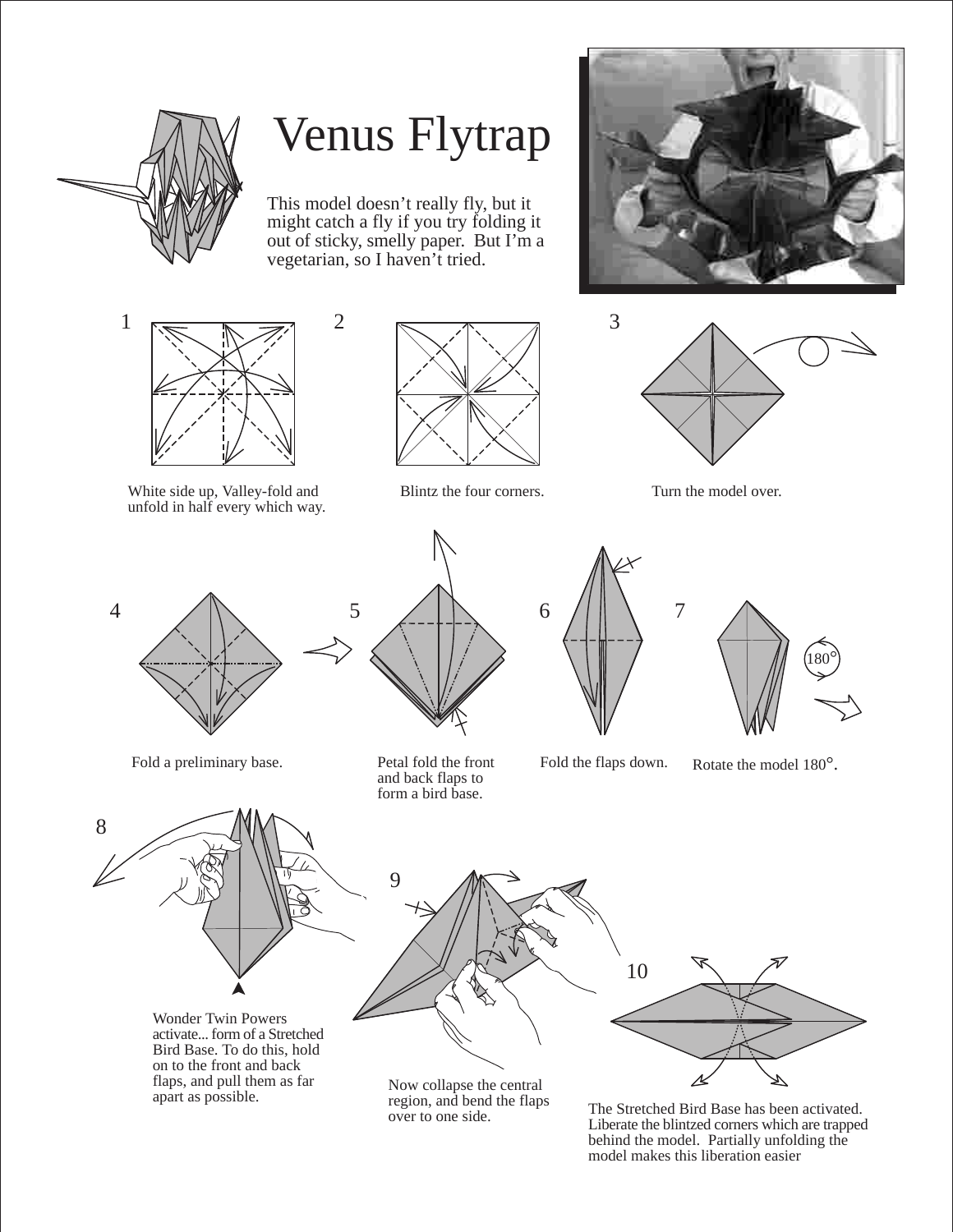# Venus Flytrap

This model doesn't really fly, but it might catch a fly if you try folding it out of sticky, smelly paper. But I'm a vegetarian, so I haven't tried.

1. White side up, Valley-fold and unfold in half every which way.

2. Blintz the four corners.

3. Turn the model over.

4. Fold a preliminary base.

5. Petal fold the front and back flaps to form a bird base.

6. Fold the flaps down.

7. Rotate the model 180°.

8. Wonder Twin Powers activate... form of a Stretched Bird Base. To do this, hold on to the front and back flaps, and pull them as far apart as possible.

9. Now collapse the central region, and bend the flaps over to one side.

10. The Stretched Bird Base has been activated. Liberate the blintzed corners which are trapped behind the model. Partially unfolding the model makes this liberation easier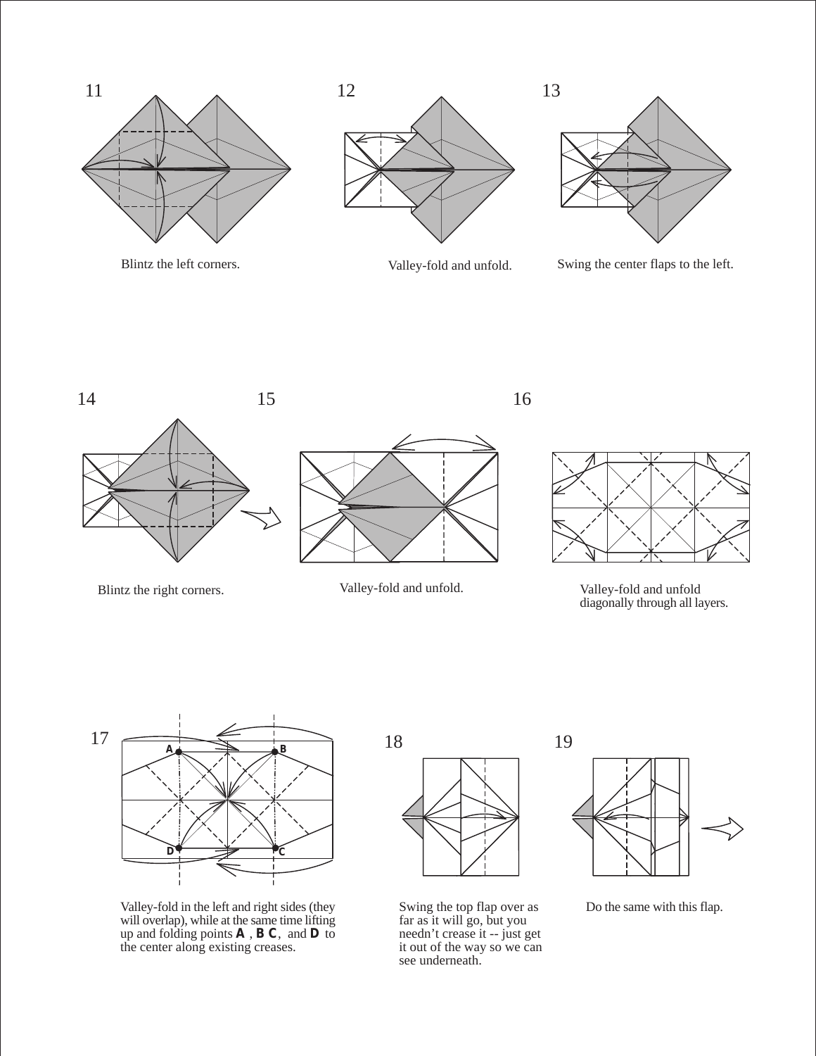11

Blintz the left corners.

12

Valley-fold and unfold.

13

Swing the center flaps to the left.

14

Blintz the right corners.

15

Valley-fold and unfold.

16

Valley-fold and unfold diagonally through all layers.

17

Valley-fold in the left and right sides (they will overlap), while at the same time lifting up and folding points **A** , **B C**, and **D** to the center along existing creases.

18

Swing the top flap over as far as it will go, but you needn't crease it -- just get it out of the way so we can see underneath.

19

Do the same with this flap.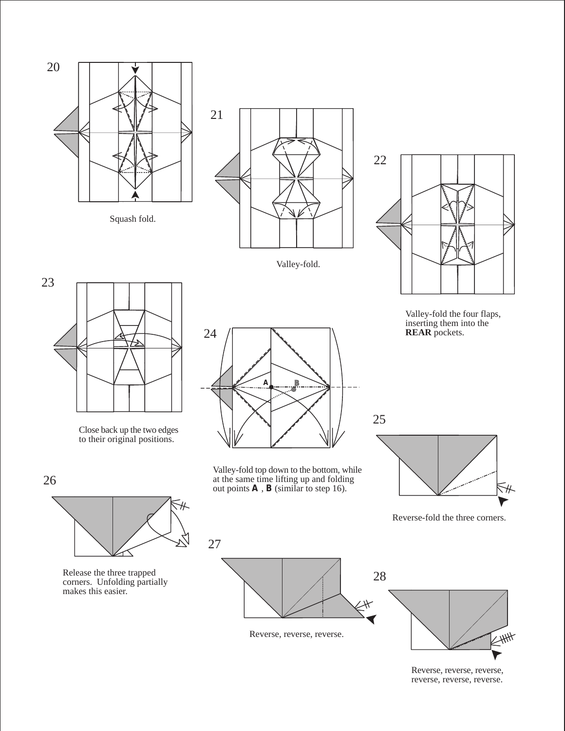20

Squash fold.

21

Valley-fold.

22

Valley-fold the four flaps, inserting them into the **REAR** pockets.

23

Close back up the two edges to their original positions.

24

Valley-fold top down to the bottom, while at the same time lifting up and folding out points **A** , **B** (similar to step 16).

25

Reverse-fold the three corners.

26

Release the three trapped corners. Unfolding partially makes this easier.

27

Reverse, reverse, reverse.

28

Reverse, reverse, reverse, reverse, reverse, reverse.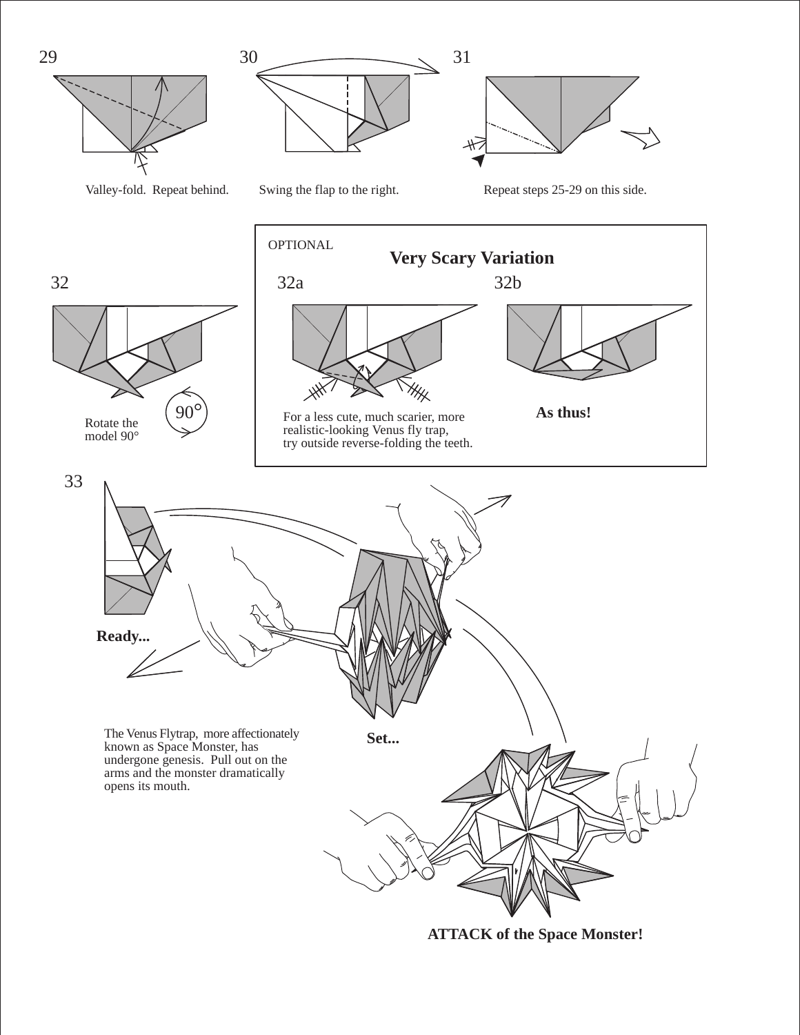29

Valley-fold. Repeat behind.

30

Swing the flap to the right.

31

Repeat steps 25-29 on this side.

32

Rotate the model 90°

90°

OPTIONAL

**Very Scary Variation**

32a

For a less cute, much scarier, more realistic-looking Venus fly trap, try outside reverse-folding the teeth.

32b

**As thus!**

33

**Ready...**

The Venus Flytrap, more affectionately known as Space Monster, has undergone genesis. Pull out on the arms and the monster dramatically opens its mouth.

**Set...**

**ATTACK of the Space Monster!**